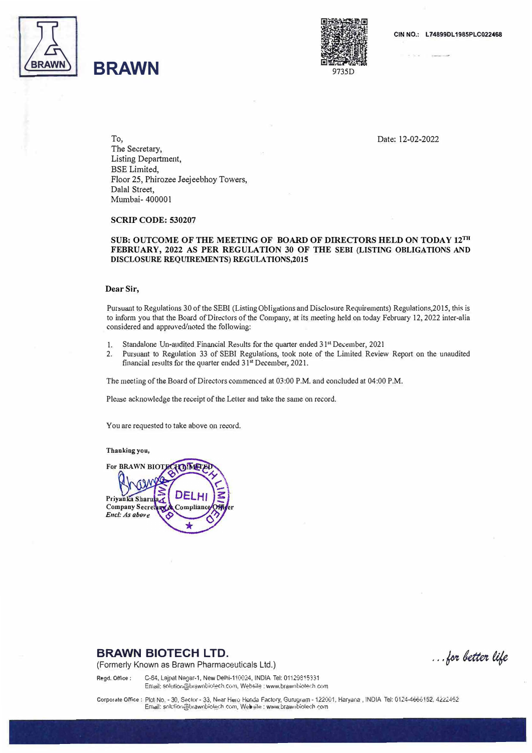# BRAWN

9735D

CIN NO.: L74899DL1985PLC022468

To,
The Secretary,
Listing Department,
BSE Limited,
Floor 25, Phirozee Jeejeebhoy Towers,
Dalal Street,
Mumbai- 400001

Date: 12-02-2022

**SCRIP CODE: 530207**

**SUB: OUTCOME OF THE MEETING OF BOARD OF DIRECTORS HELD ON TODAY 12TH FEBRUARY, 2022 AS PER REGULATION 30 OF THE SEBI (LISTING OBLIGATIONS AND DISCLOSURE REQUIREMENTS) REGULATIONS,2015**

**Dear Sir,**

Pursuant to Regulations 30 of the SEBI (Listing Obligations and Disclosure Requirements) Regulations,2015, this is to inform you that the Board of Directors of the Company, at its meeting held on today February 12, 2022 inter-alia considered and approved/noted the following:

1. Standalone Un-audited Financial Results for the quarter ended 31st December, 2021
2. Pursuant to Regulation 33 of SEBI Regulations, took note of the Limited Review Report on the unaudited financial results for the quarter ended 31st December, 2021.

The meeting of the Board of Directors commenced at 03:00 P.M. and concluded at 04:00 P.M.

Please acknowledge the receipt of the Letter and take the same on record.

You are requested to take above on record.

**Thanking you,**

**For BRAWN BIOTECH LIMITED**

**Priyanka Sharma**
**Company Secretary & Compliance Officer**
***Encl: As above***

## BRAWN BIOTECH LTD.

(Formerly Known as Brawn Pharmaceuticals Ltd.)

*...for better life*

Regd. Office : C-64, Lajpat Nagar-1, New Delhi-110024, INDIA Tel: 01129815331
Email: solution@brawnbiotech.com, Website : www.brawnbiotech.com

Corporate Office : Plot No. - 30, Sector - 33, Near Hero Honda Factory, Gurugram - 122001, Haryana , INDIA Tel: 0124-4666152, 4222452
Email: solution@brawnbiotech.com, Website : www.brawnbiotech.com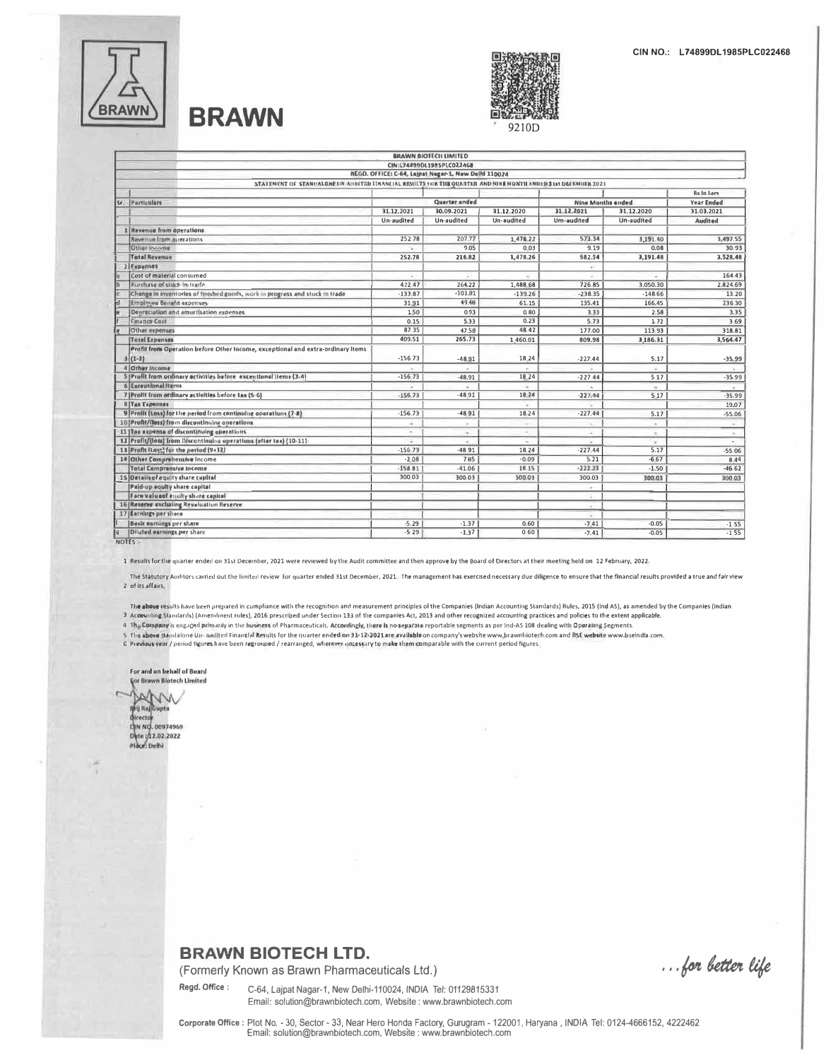CIN NO.: L74899DL1985PLC022468

# BRAWN

9210D

**BRAWN BIOTECH LIMITED**
CIN:L74899DL1985PLC022468
REGD. OFFICE: C-64, Lajpat Nagar-1, New Delhi 110024
STATEMENT OF STANDALONE UN-AUDITED FINANCIAL RESULTS FOR THE QUARTER AND NINE MONTH ENDED 31st DECEMBER 2021

Rs in lacs

| Sr. | Particulars | Quarter ended | | | Nine Months ended | | Year Ended |
|---|---|---|---|---|---|---|---|
| | | 31.12.2021 | 30.09.2021 | 31.12.2020 | 31.12.2021 | 31.12.2020 | 31.03.2021 |
| | | Un-audited | Un-audited | Un-audited | Um-audited | Un-audited | Audited |
| 1 | Revenue from operations | | | | | | |
| | Revenue from operations | 252.78 | 207.77 | 1,478.22 | 573.34 | 3,191.40 | 3,497.55 |
| | Other Income | - | 9.05 | 0.03 | 9.19 | 0.08 | 30.93 |
| | Total Revenue | 252.78 | 216.82 | 1,478.26 | 582.54 | 3,191.48 | 3,528.48 |
| 2 | Expenses | | | | - | | |
| a | Cost of material consumed | - | - | - | - | - | 164.43 |
| b | Purchase of stock-in-trade | 422.47 | 264.22 | 1,488.68 | 726.85 | 3,050.30 | 2,824.69 |
| c | Change in inventories of finished goods, work in progress and stock in trade | -133.87 | -101.81 | -139.26 | -238.35 | -148.66 | 13.20 |
| d | Employee Benefit expenses | 31.91 | 49.48 | 61.15 | 135.41 | 166.45 | 236.30 |
| e | Depreciation and amortisation expenses | 1.50 | 0.93 | 0.80 | 3.33 | 2.58 | 3.35 |
| f | Finance Cost | 0.15 | 5.33 | 0.23 | 5.73 | 1.72 | 3.69 |
| g | Other expenses | 87.35 | 47.58 | 48.42 | 177.00 | 113.93 | 318.81 |
| | Total Expenses | 409.51 | 265.73 | 1,460.01 | 809.98 | 3,186.31 | 3,564.47 |
| 3 | Profit from Operation before Other Income, exceptional and extra-ordinary items (1-2) | -156.73 | -48.91 | 18.24 | -227.44 | 5.17 | -35.99 |
| 4 | Other Income | - | - | - | - | - | - |
| 5 | Profit from ordinary activities before exceptional items (3-4) | -156.73 | -48.91 | 18.24 | -227.44 | 5.17 | -35.99 |
| 6 | Exceptional items | - | - | - | - | - | - |
| 7 | Profit from ordinary activities before tax (5-6) | -156.73 | -48.91 | 18.24 | -227.44 | 5.17 | -35.99 |
| 8 | Tax Expenses | | | | - | | 19.07 |
| 9 | Profit (Loss) for the period from continuing operations (7-8) | -156.73 | -48.91 | 18.24 | -227.44 | 5.17 | -55.06 |
| 10 | Profit/(loss) from discontinuing operations | - | - | - | - | - | - |
| 11 | Tax expense of discontinuing operations | - | - | - | - | - | - |
| 12 | Profit/(loss) from Discontinuing operations (after tax) (10-11) | - | - | - | - | - | - |
| 13 | Profit (Loss) for the period (9+12) | -156.73 | -48.91 | 18.24 | -227.44 | 5.17 | -55.06 |
| 14 | Other Comprehensive Income | -2.08 | 7.85 | -0.09 | 5.21 | -6.67 | 8.44 |
| | Total Comprensive Income | -158.81 | -41.06 | 18.15 | -222.23 | -1.50 | -46.62 |
| 15 | Details of equity share capital | 300.03 | 300.03 | 300.03 | 300.03 | 300.03 | 300.03 |
| | Paid-up equity share capital | | | | - | | |
| | Face value of equity share capital | | | | - | | |
| 16 | Reserve excluding Revaluation Reserve | | | | | | |
| 17 | Earnings per share | | | | - | | |
| | Basic earnings per share | -5.29 | -1.37 | 0.60 | -7.41 | -0.05 | -1.55 |
| d | Diluted earnings per share | -5.29 | -1.37 | 0.60 | -7.41 | -0.05 | -1.55 |

NOTES :-

1. Results for the quarter ended on 31st December, 2021 were reviewed by the Audit committee and then approve by the Board of Directors at their meeting held on 12 February, 2022.
2. The Statutory Auditors carried out the limited review for quarter ended 31st December, 2021. The management has exercised necessary due diligence to ensure that the financial results provided a true and fair view of its affairs.
3. The above results have been prepared in compliance with the recognition and measurement principles of the Companies (Indian Accounting Standards) Rules, 2015 (Ind AS), as amended by the Companies (Indian Accounting Standards) (Amendment rules), 2016 prescribed under Section 133 of the companies Act, 2013 and other recognized accounting practices and policies to the extent applicable.
4. The Company is engaged primarily in the business of Pharmaceuticals. Accordingly, there is no separate reportable segments as per Ind-AS 108 dealing with Operating Segments.
5. The above Standalone Un-audited Financial Results for the quarter ended on 31-12-2021 are available on company's website www.brawnbiotech.com and BSE website www.bseindia.com.
6. Previous year / period figures have been regrouped / rearranged, wherever necessary to make them comparable with the current period figures.

For and on behalf of Board
For Brawn Biotech Limited

Brij Raj Gupta
Director
DIN NO. 00974969
Date 12.02.2022
Place: Delhi

## BRAWN BIOTECH LTD.

(Formerly Known as Brawn Pharmaceuticals Ltd.)

*...for better life*

**Regd. Office :** C-64, Lajpat Nagar-1, New Delhi-110024, INDIA Tel: 01129815331
Email: solution@brawnbiotech.com, Website : www.brawnbiotech.com

**Corporate Office :** Plot No. - 30, Sector - 33, Near Hero Honda Factory, Gurugram - 122001, Haryana , INDIA Tel: 0124-4666152, 4222462
Email: solution@brawnbiotech.com, Website : www.brawnbiotech.com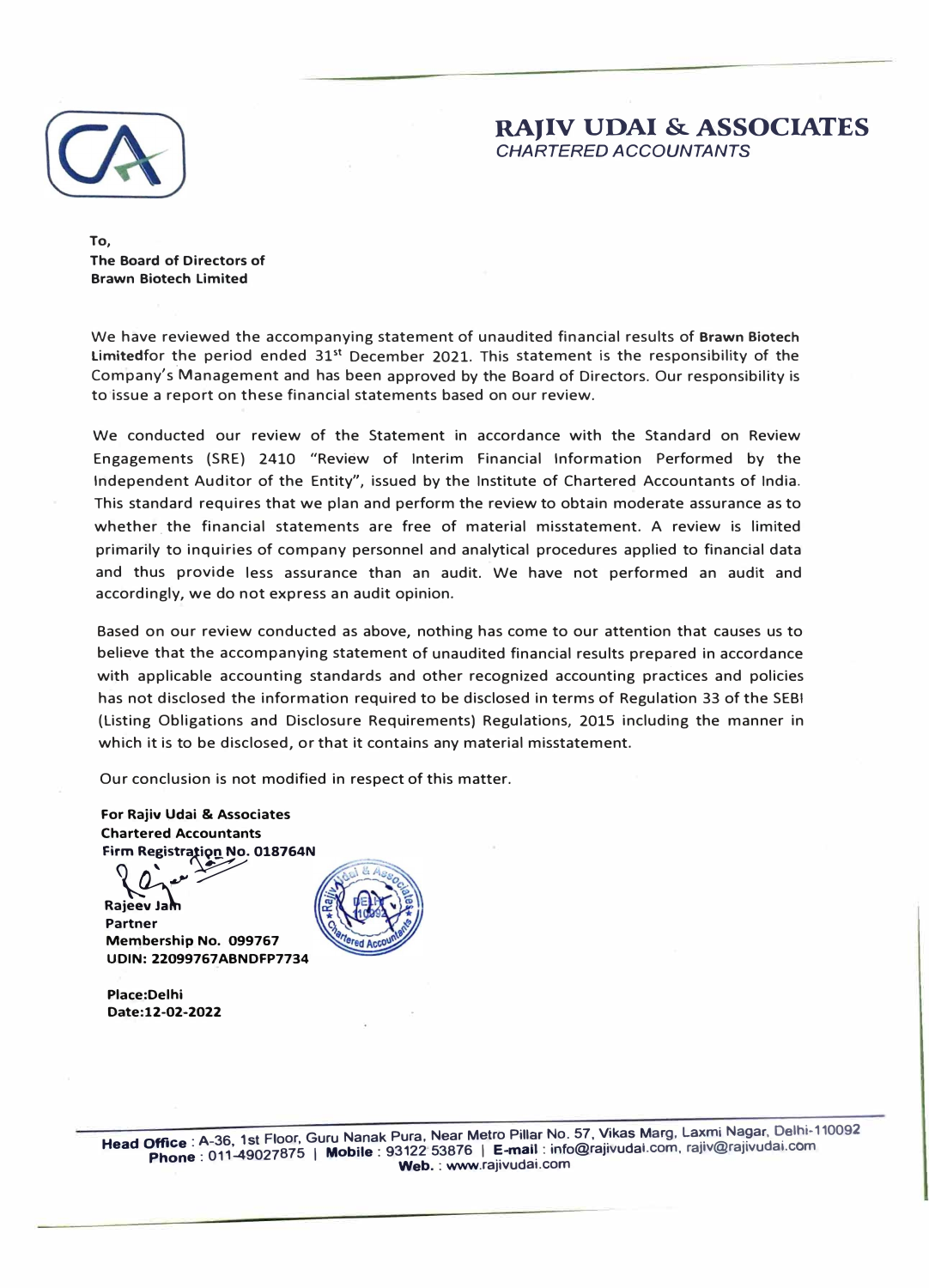# RAJIV UDAI & ASSOCIATES

*CHARTERED ACCOUNTANTS*

**To,**
**The Board of Directors of**
**Brawn Biotech Limited**

We have reviewed the accompanying statement of unaudited financial results of **Brawn Biotech Limited**for the period ended 31st December 2021. This statement is the responsibility of the Company's Management and has been approved by the Board of Directors. Our responsibility is to issue a report on these financial statements based on our review.

We conducted our review of the Statement in accordance with the Standard on Review Engagements (SRE) 2410 "Review of Interim Financial Information Performed by the Independent Auditor of the Entity", issued by the Institute of Chartered Accountants of India. This standard requires that we plan and perform the review to obtain moderate assurance as to whether the financial statements are free of material misstatement. A review is limited primarily to inquiries of company personnel and analytical procedures applied to financial data and thus provide less assurance than an audit. We have not performed an audit and accordingly, we do not express an audit opinion.

Based on our review conducted as above, nothing has come to our attention that causes us to believe that the accompanying statement of unaudited financial results prepared in accordance with applicable accounting standards and other recognized accounting practices and policies has not disclosed the information required to be disclosed in terms of Regulation 33 of the SEBI (Listing Obligations and Disclosure Requirements) Regulations, 2015 including the manner in which it is to be disclosed, or that it contains any material misstatement.

Our conclusion is not modified in respect of this matter.

**For Rajiv Udai & Associates**
**Chartered Accountants**
**Firm Registration No. 018764N**

**Rajeev Jain**
**Partner**
**Membership No. 099767**
**UDIN: 22099767ABNDFP7734**

**Place:Delhi**
**Date:12-02-2022**

**Head Office** : A-36, 1st Floor, Guru Nanak Pura, Near Metro Pillar No. 57, Vikas Marg, Laxmi Nagar, Delhi-110092
**Phone** : 011-49027875 | **Mobile** : 93122 53876 | **E-mail** : info@rajivudai.com, rajiv@rajivudai.com
**Web.** : www.rajivudai.com